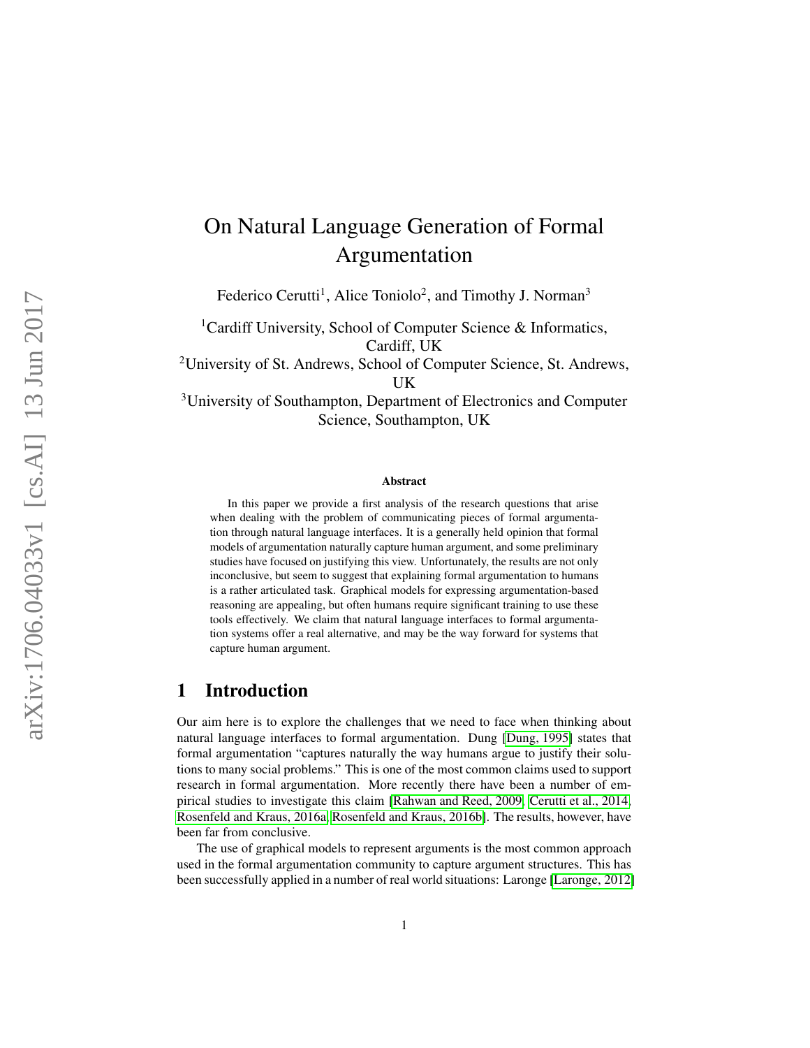# On Natural Language Generation of Formal Argumentation

Federico Cerutti[1], Alice Toniolo[2], and Timothy J. Norman[3]

[1]Cardiff University, School of Computer Science & Informatics, Cardiff, UK

[2]University of St. Andrews, School of Computer Science, St. Andrews, UK

[3]University of Southampton, Department of Electronics and Computer Science, Southampton, UK

### Abstract

In this paper we provide a first analysis of the research questions that arise when dealing with the problem of communicating pieces of formal argumentation through natural language interfaces. It is a generally held opinion that formal models of argumentation naturally capture human argument, and some preliminary studies have focused on justifying this view. Unfortunately, the results are not only inconclusive, but seem to suggest that explaining formal argumentation to humans is a rather articulated task. Graphical models for expressing argumentation-based reasoning are appealing, but often humans require significant training to use these tools effectively. We claim that natural language interfaces to formal argumentation systems offer a real alternative, and may be the way forward for systems that capture human argument.

## 1 Introduction

Our aim here is to explore the challenges that we need to face when thinking about natural language interfaces to formal argumentation. Dung [Dung, 1995] states that formal argumentation "captures naturally the way humans argue to justify their solutions to many social problems." This is one of the most common claims used to support research in formal argumentation. More recently there have been a number of empirical studies to investigate this claim [Rahwan and Reed, 2009, Cerutti et al., 2014, Rosenfeld and Kraus, 2016a, Rosenfeld and Kraus, 2016b]. The results, however, have been far from conclusive.

The use of graphical models to represent arguments is the most common approach used in the formal argumentation community to capture argument structures. This has been successfully applied in a number of real world situations: Laronge [Laronge, 2012]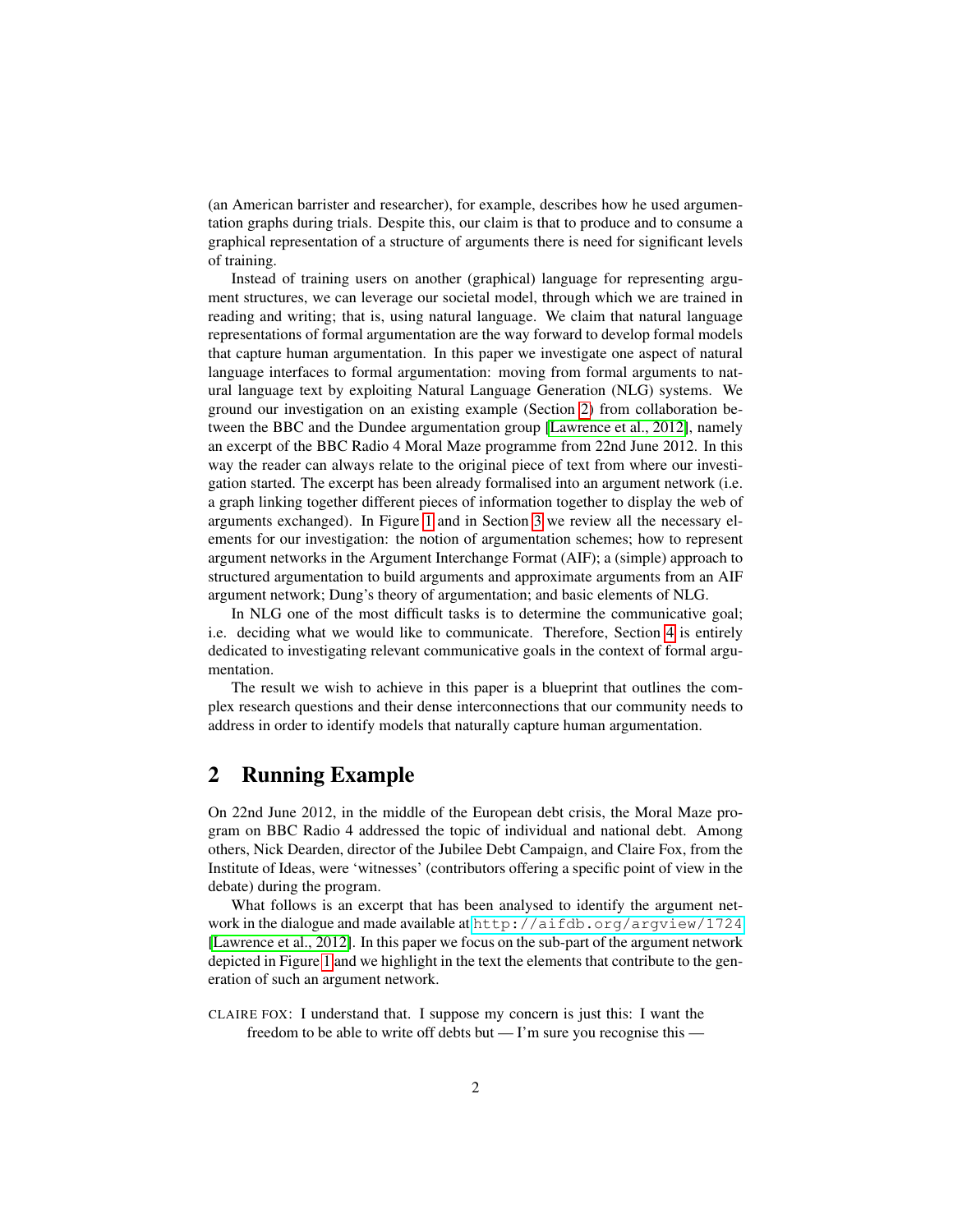(an American barrister and researcher), for example, describes how he used argumentation graphs during trials. Despite this, our claim is that to produce and to consume a graphical representation of a structure of arguments there is need for significant levels of training.

Instead of training users on another (graphical) language for representing argument structures, we can leverage our societal model, through which we are trained in reading and writing; that is, using natural language. We claim that natural language representations of formal argumentation are the way forward to develop formal models that capture human argumentation. In this paper we investigate one aspect of natural language interfaces to formal argumentation: moving from formal arguments to natural language text by exploiting Natural Language Generation (NLG) systems. We ground our investigation on an existing example (Section 2) from collaboration between the BBC and the Dundee argumentation group [Lawrence et al., 2012], namely an excerpt of the BBC Radio 4 Moral Maze programme from 22nd June 2012. In this way the reader can always relate to the original piece of text from where our investigation started. The excerpt has been already formalised into an argument network (i.e. a graph linking together different pieces of information together to display the web of arguments exchanged). In Figure 1 and in Section 3 we review all the necessary elements for our investigation: the notion of argumentation schemes; how to represent argument networks in the Argument Interchange Format (AIF); a (simple) approach to structured argumentation to build arguments and approximate arguments from an AIF argument network; Dung's theory of argumentation; and basic elements of NLG.

In NLG one of the most difficult tasks is to determine the communicative goal; i.e. deciding what we would like to communicate. Therefore, Section 4 is entirely dedicated to investigating relevant communicative goals in the context of formal argumentation.

The result we wish to achieve in this paper is a blueprint that outlines the complex research questions and their dense interconnections that our community needs to address in order to identify models that naturally capture human argumentation.

## 2 Running Example

On 22nd June 2012, in the middle of the European debt crisis, the Moral Maze program on BBC Radio 4 addressed the topic of individual and national debt. Among others, Nick Dearden, director of the Jubilee Debt Campaign, and Claire Fox, from the Institute of Ideas, were 'witnesses' (contributors offering a specific point of view in the debate) during the program.

What follows is an excerpt that has been analysed to identify the argument network in the dialogue and made available at http://aifdb.org/argview/1724 [Lawrence et al., 2012]. In this paper we focus on the sub-part of the argument network depicted in Figure 1 and we highlight in the text the elements that contribute to the generation of such an argument network.

CLAIRE FOX: I understand that. I suppose my concern is just this: I want the freedom to be able to write off debts but — I'm sure you recognise this —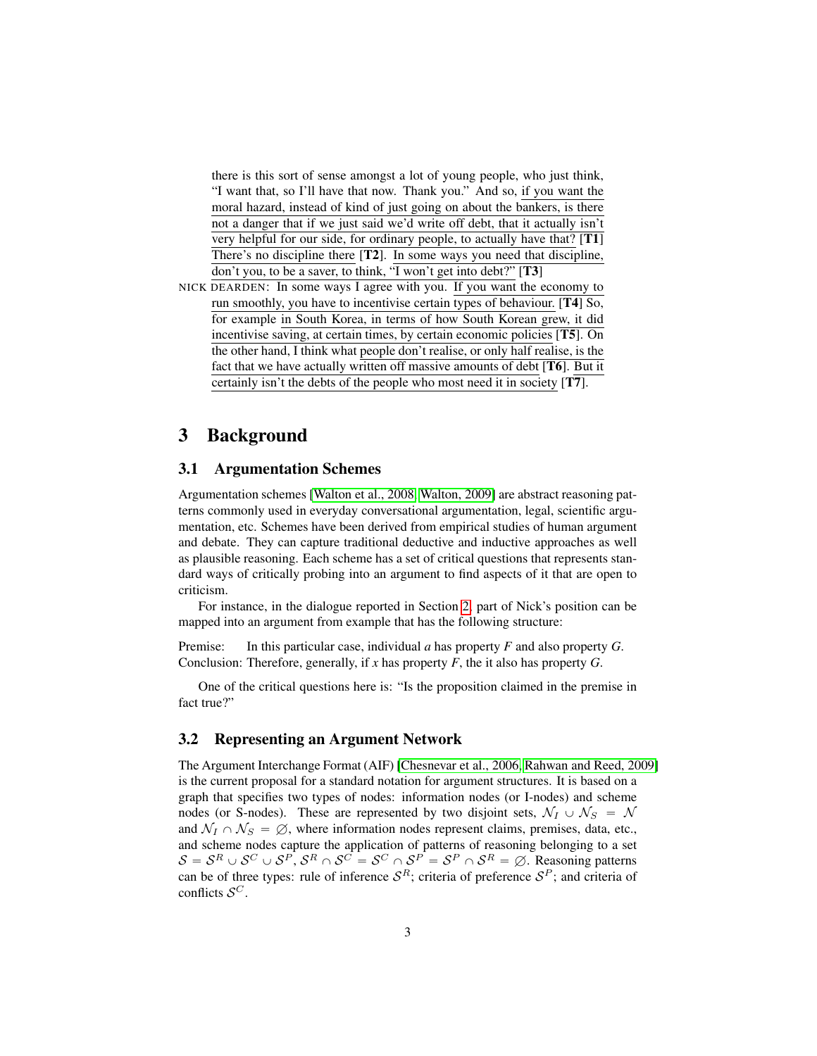there is this sort of sense amongst a lot of young people, who just think, "I want that, so I'll have that now. Thank you." And so, if you want the moral hazard, instead of kind of just going on about the bankers, is there not a danger that if we just said we'd write off debt, that it actually isn't very helpful for our side, for ordinary people, to actually have that? [**T1**] There's no discipline there [**T2**]. In some ways you need that discipline, don't you, to be a saver, to think, "I won't get into debt?" [**T3**]

NICK DEARDEN: In some ways I agree with you. If you want the economy to run smoothly, you have to incentivise certain types of behaviour. [**T4**] So, for example in South Korea, in terms of how South Korean grew, it did incentivise saving, at certain times, by certain economic policies [**T5**]. On the other hand, I think what people don't realise, or only half realise, is the fact that we have actually written off massive amounts of debt [**T6**]. But it certainly isn't the debts of the people who most need it in society [**T7**].

# 3 Background

## 3.1 Argumentation Schemes

Argumentation schemes [Walton et al., 2008, Walton, 2009] are abstract reasoning patterns commonly used in everyday conversational argumentation, legal, scientific argumentation, etc. Schemes have been derived from empirical studies of human argument and debate. They can capture traditional deductive and inductive approaches as well as plausible reasoning. Each scheme has a set of critical questions that represents standard ways of critically probing into an argument to find aspects of it that are open to criticism.

For instance, in the dialogue reported in Section 2, part of Nick's position can be mapped into an argument from example that has the following structure:

Premise: In this particular case, individual *a* has property *F* and also property *G*.
Conclusion: Therefore, generally, if *x* has property *F*, the it also has property *G*.

One of the critical questions here is: "Is the proposition claimed in the premise in fact true?"

## 3.2 Representing an Argument Network

The Argument Interchange Format (AIF) [Chesnevar et al., 2006, Rahwan and Reed, 2009] is the current proposal for a standard notation for argument structures. It is based on a graph that specifies two types of nodes: information nodes (or I-nodes) and scheme nodes (or S-nodes). These are represented by two disjoint sets, $\mathcal{N}_I \cup \mathcal{N}_S = \mathcal{N}$ and $\mathcal{N}_I \cap \mathcal{N}_S = \emptyset$, where information nodes represent claims, premises, data, etc., and scheme nodes capture the application of patterns of reasoning belonging to a set $\mathcal{S} = \mathcal{S}^R \cup \mathcal{S}^C \cup \mathcal{S}^P$, $\mathcal{S}^R \cap \mathcal{S}^C = \mathcal{S}^C \cap \mathcal{S}^P = \mathcal{S}^P \cap \mathcal{S}^R = \emptyset$. Reasoning patterns can be of three types: rule of inference $\mathcal{S}^R$; criteria of preference $\mathcal{S}^P$; and criteria of conflicts $\mathcal{S}^C$.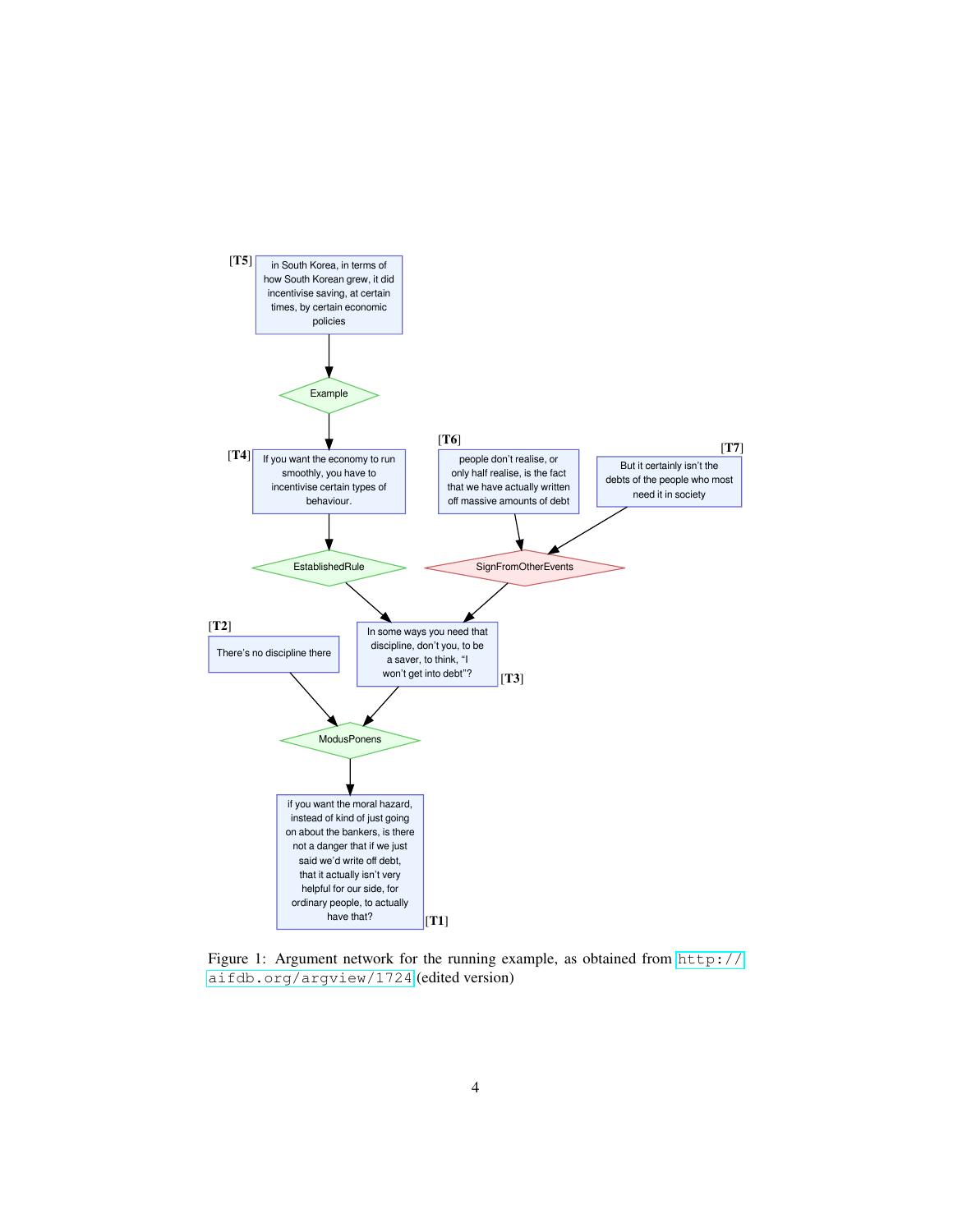[T5] in South Korea, in terms of how South Korean grew, it did incentivise saving, at certain times, by certain economic policies

Example

[T4] If you want the economy to run smoothly, you have to incentivise certain types of behaviour.

[T6] people don't realise, or only half realise, is the fact that we have actually written off massive amounts of debt

[T7] But it certainly isn't the debts of the people who most need it in society

EstablishedRule

SignFromOtherEvents

[T2] There's no discipline there

[T3] In some ways you need that discipline, don't you, to be a saver, to think, "I won't get into debt"?

ModusPonens

[T1] if you want the moral hazard, instead of kind of just going on about the bankers, is there not a danger that if we just said we'd write off debt, that it actually isn't very helpful for our side, for ordinary people, to actually have that?

Figure 1: Argument network for the running example, as obtained from http://aifdb.org/argview/1724 (edited version)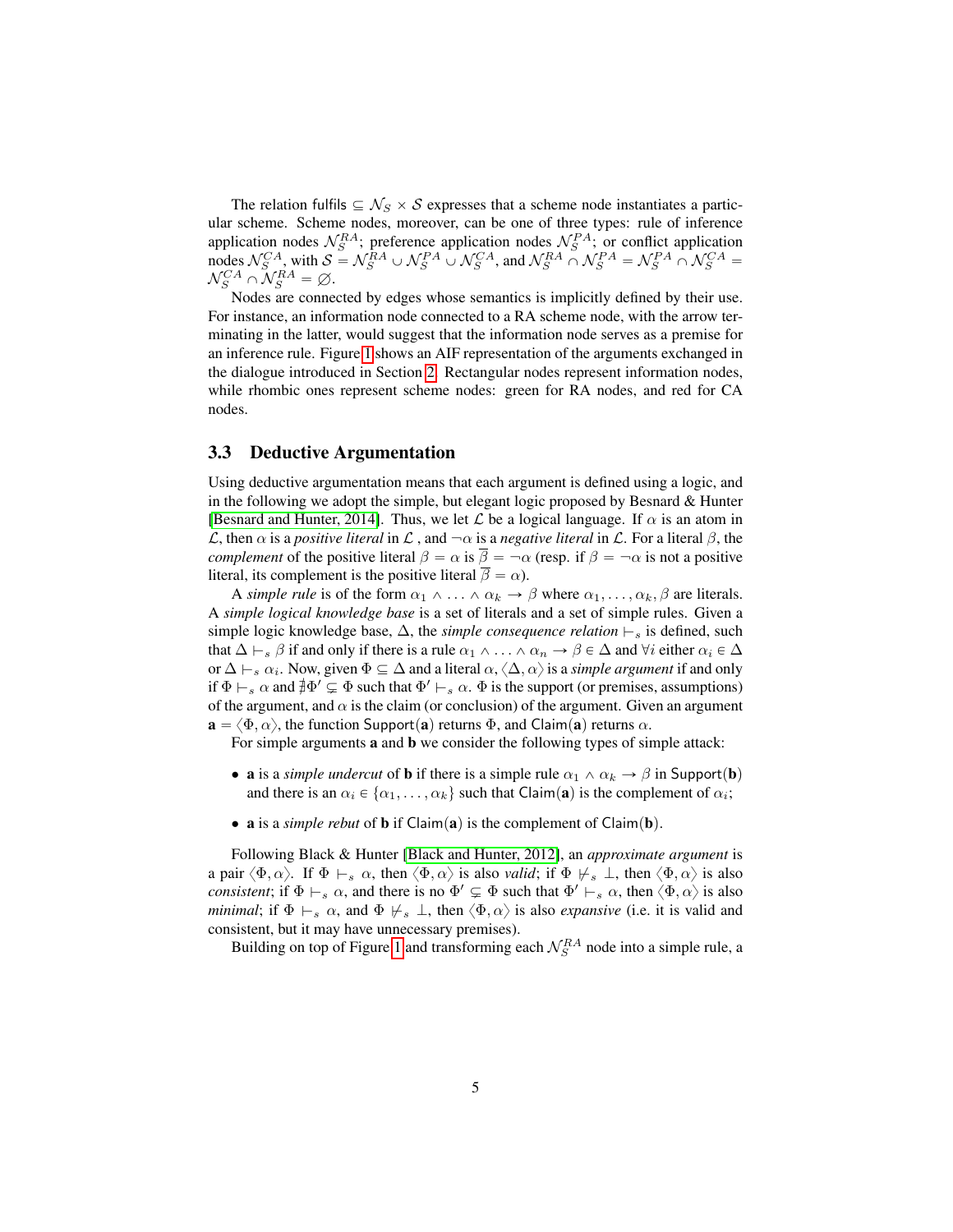The relation fulfils $\subseteq \mathcal{N}_S \times \mathcal{S}$ expresses that a scheme node instantiates a particular scheme. Scheme nodes, moreover, can be one of three types: rule of inference application nodes $\mathcal{N}_S^{RA}$; preference application nodes $\mathcal{N}_S^{PA}$; or conflict application nodes $\mathcal{N}_S^{CA}$, with $\mathcal{S} = \mathcal{N}_S^{RA} \cup \mathcal{N}_S^{PA} \cup \mathcal{N}_S^{CA}$, and $\mathcal{N}_S^{RA} \cap \mathcal{N}_S^{PA} = \mathcal{N}_S^{PA} \cap \mathcal{N}_S^{CA} = \mathcal{N}_S^{CA} \cap \mathcal{N}_S^{RA} = \emptyset$.

Nodes are connected by edges whose semantics is implicitly defined by their use. For instance, an information node connected to a RA scheme node, with the arrow terminating in the latter, would suggest that the information node serves as a premise for an inference rule. Figure 1 shows an AIF representation of the arguments exchanged in the dialogue introduced in Section 2. Rectangular nodes represent information nodes, while rhombic ones represent scheme nodes: green for RA nodes, and red for CA nodes.

### 3.3 Deductive Argumentation

Using deductive argumentation means that each argument is defined using a logic, and in the following we adopt the simple, but elegant logic proposed by Besnard & Hunter [Besnard and Hunter, 2014]. Thus, we let $\mathcal{L}$ be a logical language. If $\alpha$ is an atom in $\mathcal{L}$, then $\alpha$ is a *positive literal* in $\mathcal{L}$ , and $\neg\alpha$ is a *negative literal* in $\mathcal{L}$. For a literal $\beta$, the *complement* of the positive literal $\beta = \alpha$ is $\overline{\beta} = \neg\alpha$ (resp. if $\beta = \neg\alpha$ is not a positive literal, its complement is the positive literal $\overline{\beta} = \alpha$).

A *simple rule* is of the form $\alpha_1 \wedge \ldots \wedge \alpha_k \rightarrow \beta$ where $\alpha_1, \ldots, \alpha_k, \beta$ are literals. A *simple logical knowledge base* is a set of literals and a set of simple rules. Given a simple logic knowledge base, $\Delta$, the *simple consequence relation* $\vdash_s$ is defined, such that $\Delta \vdash_s \beta$ if and only if there is a rule $\alpha_1 \wedge \ldots \wedge \alpha_n \rightarrow \beta \in \Delta$ and $\forall i$ either $\alpha_i \in \Delta$ or $\Delta \vdash_s \alpha_i$. Now, given $\Phi \subseteq \Delta$ and a literal $\alpha, \langle \Delta, \alpha \rangle$ is a *simple argument* if and only if $\Phi \vdash_s \alpha$ and $\nexists \Phi' \subsetneq \Phi$ such that $\Phi' \vdash_s \alpha$. $\Phi$ is the support (or premises, assumptions) of the argument, and $\alpha$ is the claim (or conclusion) of the argument. Given an argument $\mathbf{a} = \langle \Phi, \alpha \rangle$, the function $\mathsf{Support}(\mathbf{a})$ returns $\Phi$, and $\mathsf{Claim}(\mathbf{a})$ returns $\alpha$.

For simple arguments $\mathbf{a}$ and $\mathbf{b}$ we consider the following types of simple attack:

- $\mathbf{a}$ is a *simple undercut* of $\mathbf{b}$ if there is a simple rule $\alpha_1 \wedge \alpha_k \rightarrow \beta$ in $\mathsf{Support}(\mathbf{b})$ and there is an $\alpha_i \in \{\alpha_1, \ldots, \alpha_k\}$ such that $\mathsf{Claim}(\mathbf{a})$ is the complement of $\alpha_i$;
- $\mathbf{a}$ is a *simple rebut* of $\mathbf{b}$ if $\mathsf{Claim}(\mathbf{a})$ is the complement of $\mathsf{Claim}(\mathbf{b})$.

Following Black & Hunter [Black and Hunter, 2012], an *approximate argument* is a pair $\langle \Phi, \alpha \rangle$. If $\Phi \vdash_s \alpha$, then $\langle \Phi, \alpha \rangle$ is also *valid*; if $\Phi \nvdash_s \bot$, then $\langle \Phi, \alpha \rangle$ is also *consistent*; if $\Phi \vdash_s \alpha$, and there is no $\Phi' \subsetneq \Phi$ such that $\Phi' \vdash_s \alpha$, then $\langle \Phi, \alpha \rangle$ is also *minimal*; if $\Phi \vdash_s \alpha$, and $\Phi \nvdash_s \bot$, then $\langle \Phi, \alpha \rangle$ is also *expansive* (i.e. it is valid and consistent, but it may have unnecessary premises).

Building on top of Figure 1 and transforming each $\mathcal{N}_S^{RA}$ node into a simple rule, a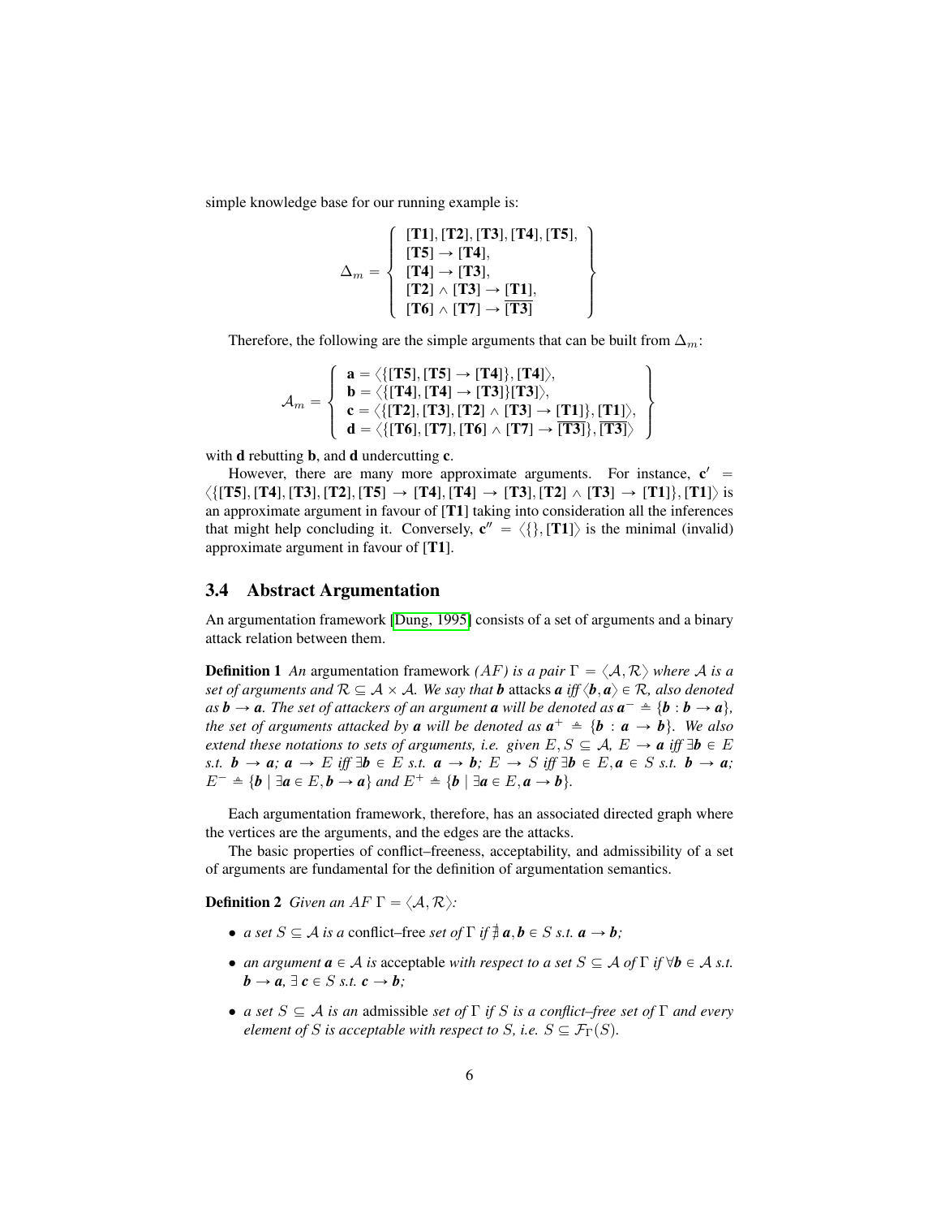simple knowledge base for our running example is:

$$\Delta_m = \left\{ \begin{array}{l} [\mathbf{T1}], [\mathbf{T2}], [\mathbf{T3}], [\mathbf{T4}], [\mathbf{T5}], \\ [\mathbf{T5}] \rightarrow [\mathbf{T4}], \\ [\mathbf{T4}] \rightarrow [\mathbf{T3}], \\ [\mathbf{T2}] \wedge [\mathbf{T3}] \rightarrow [\mathbf{T1}], \\ [\mathbf{T6}] \wedge [\mathbf{T7}] \rightarrow \overline{[\mathbf{T3}]} \end{array} \right\}$$

Therefore, the following are the simple arguments that can be built from $\Delta_m$:

$$\mathcal{A}_m = \left\{ \begin{array}{l} \mathbf{a} = \langle \{[\mathbf{T5}], [\mathbf{T5}] \rightarrow [\mathbf{T4}]\}, [\mathbf{T4}] \rangle, \\ \mathbf{b} = \langle \{[\mathbf{T4}], [\mathbf{T4}] \rightarrow [\mathbf{T3}]\} [\mathbf{T3}] \rangle, \\ \mathbf{c} = \langle \{[\mathbf{T2}], [\mathbf{T3}], [\mathbf{T2}] \wedge [\mathbf{T3}] \rightarrow [\mathbf{T1}]\}, [\mathbf{T1}] \rangle, \\ \mathbf{d} = \langle \{[\mathbf{T6}], [\mathbf{T7}], [\mathbf{T6}] \wedge [\mathbf{T7}] \rightarrow \overline{[\mathbf{T3}]}\}, \overline{[\mathbf{T3}]} \rangle \end{array} \right\}$$

with **d** rebutting **b**, and **d** undercutting **c**.

However, there are many more approximate arguments. For instance, $\mathbf{c}' = \langle \{[\mathbf{T5}], [\mathbf{T4}], [\mathbf{T3}], [\mathbf{T2}], [\mathbf{T5}] \rightarrow [\mathbf{T4}], [\mathbf{T4}] \rightarrow [\mathbf{T3}], [\mathbf{T2}] \wedge [\mathbf{T3}] \rightarrow [\mathbf{T1}]\}, [\mathbf{T1}] \rangle$ is an approximate argument in favour of [**T1**] taking into consideration all the inferences that might help concluding it. Conversely, $\mathbf{c}'' = \langle \{\}, [\mathbf{T1}] \rangle$ is the minimal (invalid) approximate argument in favour of [**T1**].

### 3.4 Abstract Argumentation

An argumentation framework [Dung, 1995] consists of a set of arguments and a binary attack relation between them.

**Definition 1** *An* argumentation framework *(AF) is a pair $\Gamma = \langle \mathcal{A}, \mathcal{R} \rangle$ where $\mathcal{A}$ is a set of arguments and $\mathcal{R} \subseteq \mathcal{A} \times \mathcal{A}$. We say that $\boldsymbol{b}$* attacks *$\boldsymbol{a}$ iff $\langle \boldsymbol{b}, \boldsymbol{a} \rangle \in \mathcal{R}$, also denoted as $\boldsymbol{b} \rightarrow \boldsymbol{a}$. The set of attackers of an argument $\boldsymbol{a}$ will be denoted as $\boldsymbol{a}^- \triangleq \{\boldsymbol{b} : \boldsymbol{b} \rightarrow \boldsymbol{a}\}$, the set of arguments attacked by $\boldsymbol{a}$ will be denoted as $\boldsymbol{a}^+ \triangleq \{\boldsymbol{b} : \boldsymbol{a} \rightarrow \boldsymbol{b}\}$. We also extend these notations to sets of arguments, i.e. given $E, S \subseteq \mathcal{A}$, $E \rightarrow \boldsymbol{a}$ iff $\exists \boldsymbol{b} \in E$ s.t. $\boldsymbol{b} \rightarrow \boldsymbol{a}$; $\boldsymbol{a} \rightarrow E$ iff $\exists \boldsymbol{b} \in E$ s.t. $\boldsymbol{a} \rightarrow \boldsymbol{b}$; $E \rightarrow S$ iff $\exists \boldsymbol{b} \in E, \boldsymbol{a} \in S$ s.t. $\boldsymbol{b} \rightarrow \boldsymbol{a}$; $E^- \triangleq \{\boldsymbol{b} \mid \exists \boldsymbol{a} \in E, \boldsymbol{b} \rightarrow \boldsymbol{a}\}$ and $E^+ \triangleq \{\boldsymbol{b} \mid \exists \boldsymbol{a} \in E, \boldsymbol{a} \rightarrow \boldsymbol{b}\}$.*

Each argumentation framework, therefore, has an associated directed graph where the vertices are the arguments, and the edges are the attacks.

The basic properties of conflict–freeness, acceptability, and admissibility of a set of arguments are fundamental for the definition of argumentation semantics.

**Definition 2** *Given an AF $\Gamma = \langle \mathcal{A}, \mathcal{R} \rangle$:*

- *a set $S \subseteq \mathcal{A}$ is a* conflict–free *set of $\Gamma$ if $\nexists\, \boldsymbol{a}, \boldsymbol{b} \in S$ s.t. $\boldsymbol{a} \rightarrow \boldsymbol{b}$;*
- *an argument $\boldsymbol{a} \in \mathcal{A}$ is* acceptable *with respect to a set $S \subseteq \mathcal{A}$ of $\Gamma$ if $\forall \boldsymbol{b} \in \mathcal{A}$ s.t. $\boldsymbol{b} \rightarrow \boldsymbol{a}$, $\exists\, \boldsymbol{c} \in S$ s.t. $\boldsymbol{c} \rightarrow \boldsymbol{b}$;*
- *a set $S \subseteq \mathcal{A}$ is an* admissible *set of $\Gamma$ if $S$ is a conflict–free set of $\Gamma$ and every element of $S$ is acceptable with respect to $S$, i.e. $S \subseteq \mathcal{F}_\Gamma(S)$.*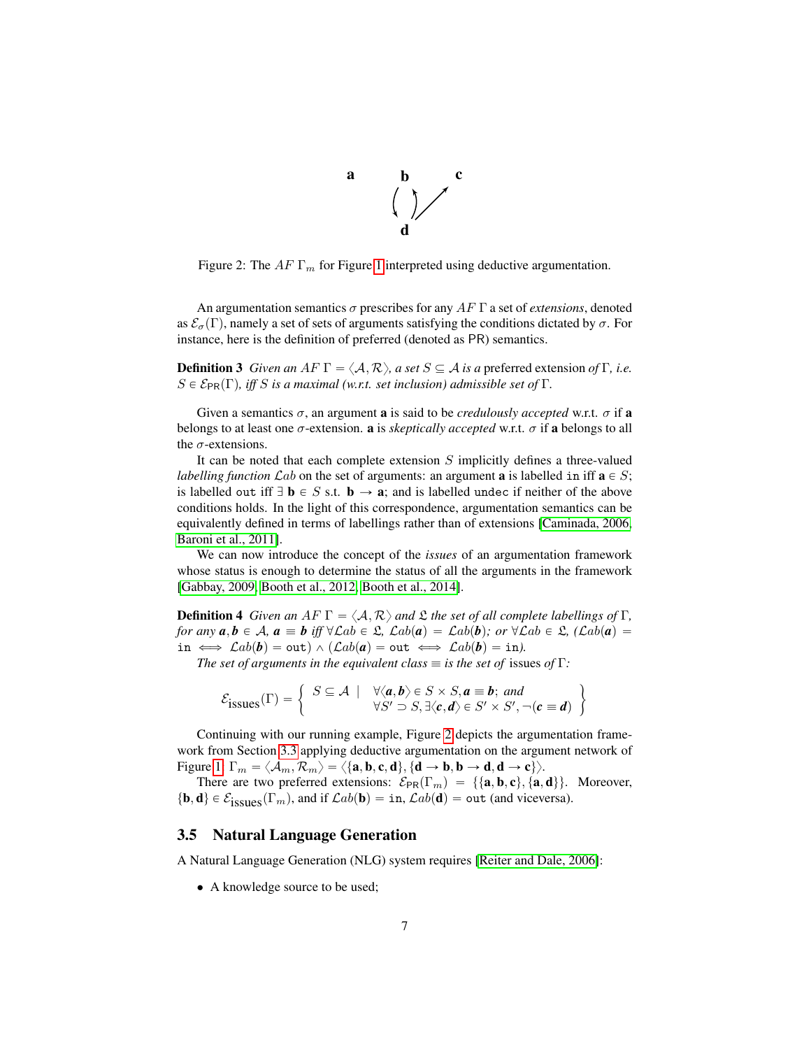Figure 2: The $AF$ $\Gamma_m$ for Figure 1 interpreted using deductive argumentation.

An argumentation semantics $\sigma$ prescribes for any $AF$ $\Gamma$ a set of *extensions*, denoted as $\mathcal{E}_\sigma(\Gamma)$, namely a set of sets of arguments satisfying the conditions dictated by $\sigma$. For instance, here is the definition of preferred (denoted as PR) semantics.

**Definition 3** *Given an $AF$ $\Gamma = \langle \mathcal{A}, \mathcal{R} \rangle$, a set $S \subseteq \mathcal{A}$ is a* preferred extension *of $\Gamma$, i.e. $S \in \mathcal{E}_{\mathsf{PR}}(\Gamma)$, iff $S$ is a maximal (w.r.t. set inclusion) admissible set of $\Gamma$.*

Given a semantics $\sigma$, an argument $\mathbf{a}$ is said to be *credulously accepted* w.r.t. $\sigma$ if $\mathbf{a}$ belongs to at least one $\sigma$-extension. $\mathbf{a}$ is *skeptically accepted* w.r.t. $\sigma$ if $\mathbf{a}$ belongs to all the $\sigma$-extensions.

It can be noted that each complete extension $S$ implicitly defines a three-valued *labelling function* $\mathcal{L}ab$ on the set of arguments: an argument $\mathbf{a}$ is labelled `in` iff $\mathbf{a} \in S$; is labelled `out` iff $\exists\, \mathbf{b} \in S$ s.t. $\mathbf{b} \rightarrow \mathbf{a}$; and is labelled `undec` if neither of the above conditions holds. In the light of this correspondence, argumentation semantics can be equivalently defined in terms of labellings rather than of extensions [Caminada, 2006, Baroni et al., 2011].

We can now introduce the concept of the *issues* of an argumentation framework whose status is enough to determine the status of all the arguments in the framework [Gabbay, 2009, Booth et al., 2012, Booth et al., 2014].

**Definition 4** *Given an $AF$ $\Gamma = \langle \mathcal{A}, \mathcal{R} \rangle$ and $\mathfrak{L}$ the set of all complete labellings of $\Gamma$, for any $\boldsymbol{a}, \boldsymbol{b} \in \mathcal{A}$, $\boldsymbol{a} \equiv \boldsymbol{b}$ iff $\forall \mathcal{L}ab \in \mathfrak{L}$, $\mathcal{L}ab(\boldsymbol{a}) = \mathcal{L}ab(\boldsymbol{b})$; or $\forall \mathcal{L}ab \in \mathfrak{L}$, $(\mathcal{L}ab(\boldsymbol{a}) = \mathtt{in} \iff \mathcal{L}ab(\boldsymbol{b}) = \mathtt{out}) \wedge (\mathcal{L}ab(\boldsymbol{a}) = \mathtt{out} \iff \mathcal{L}ab(\boldsymbol{b}) = \mathtt{in})$.*

*The set of arguments in the equivalent class $\equiv$ is the set of* issues *of $\Gamma$:*

$$\mathcal{E}_{\text{issues}}(\Gamma) = \left\{ \begin{array}{ll} S \subseteq \mathcal{A} \mid & \forall \langle \boldsymbol{a}, \boldsymbol{b} \rangle \in S \times S, \boldsymbol{a} \equiv \boldsymbol{b};\ \textit{and} \\ & \forall S' \supset S, \exists \langle \boldsymbol{c}, \boldsymbol{d} \rangle \in S' \times S', \neg(\boldsymbol{c} \equiv \boldsymbol{d}) \end{array} \right\}$$

Continuing with our running example, Figure 2 depicts the argumentation framework from Section 3.3 applying deductive argumentation on the argument network of Figure 1. $\Gamma_m = \langle \mathcal{A}_m, \mathcal{R}_m \rangle = \langle \{\mathbf{a}, \mathbf{b}, \mathbf{c}, \mathbf{d}\}, \{\mathbf{d} \rightarrow \mathbf{b}, \mathbf{b} \rightarrow \mathbf{d}, \mathbf{d} \rightarrow \mathbf{c}\} \rangle$.

There are two preferred extensions: $\mathcal{E}_{\mathsf{PR}}(\Gamma_m) = \{\{\mathbf{a}, \mathbf{b}, \mathbf{c}\}, \{\mathbf{a}, \mathbf{d}\}\}$. Moreover, $\{\mathbf{b}, \mathbf{d}\} \in \mathcal{E}_{\text{issues}}(\Gamma_m)$, and if $\mathcal{L}ab(\mathbf{b}) = \mathtt{in}$, $\mathcal{L}ab(\mathbf{d}) = \mathtt{out}$ (and viceversa).

### 3.5 Natural Language Generation

A Natural Language Generation (NLG) system requires [Reiter and Dale, 2006]:

- A knowledge source to be used;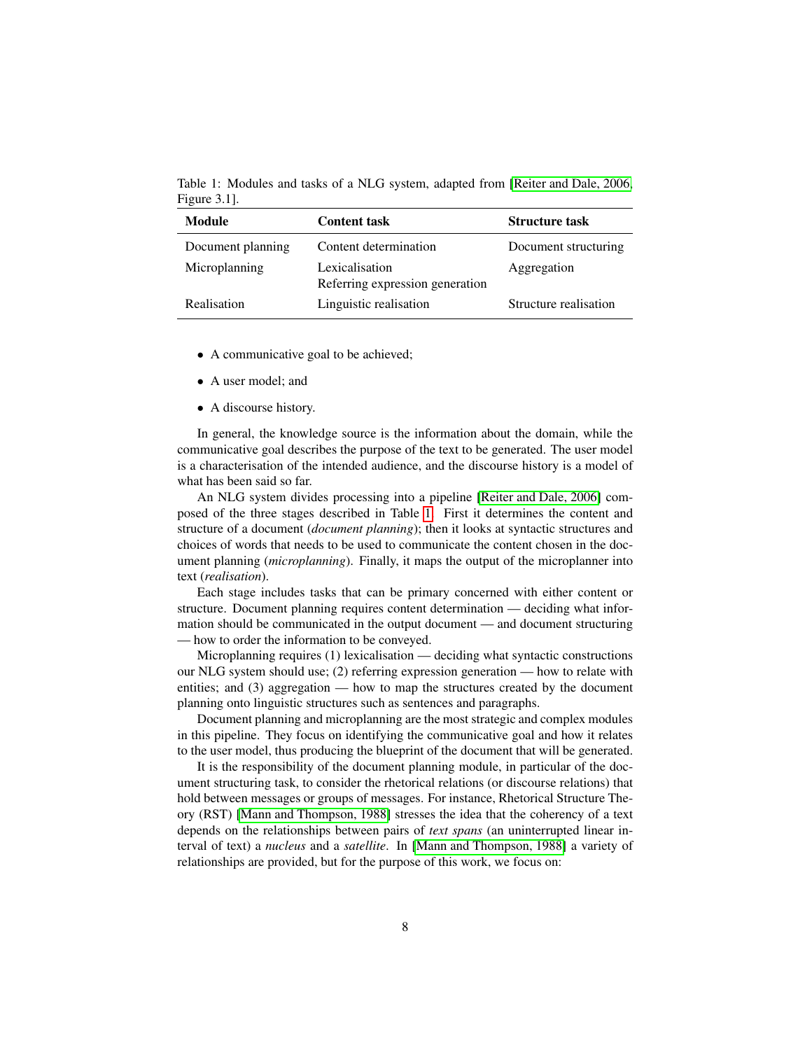Table 1: Modules and tasks of a NLG system, adapted from [Reiter and Dale, 2006, Figure 3.1].

| Module | Content task | Structure task |
| --- | --- | --- |
| Document planning | Content determination | Document structuring |
| Microplanning | Lexicalisation<br>Referring expression generation | Aggregation |
| Realisation | Linguistic realisation | Structure realisation |

- A communicative goal to be achieved;
- A user model; and
- A discourse history.

In general, the knowledge source is the information about the domain, while the communicative goal describes the purpose of the text to be generated. The user model is a characterisation of the intended audience, and the discourse history is a model of what has been said so far.

An NLG system divides processing into a pipeline [Reiter and Dale, 2006] composed of the three stages described in Table 1. First it determines the content and structure of a document (*document planning*); then it looks at syntactic structures and choices of words that needs to be used to communicate the content chosen in the document planning (*microplanning*). Finally, it maps the output of the microplanner into text (*realisation*).

Each stage includes tasks that can be primary concerned with either content or structure. Document planning requires content determination — deciding what information should be communicated in the output document — and document structuring — how to order the information to be conveyed.

Microplanning requires (1) lexicalisation — deciding what syntactic constructions our NLG system should use; (2) referring expression generation — how to relate with entities; and (3) aggregation — how to map the structures created by the document planning onto linguistic structures such as sentences and paragraphs.

Document planning and microplanning are the most strategic and complex modules in this pipeline. They focus on identifying the communicative goal and how it relates to the user model, thus producing the blueprint of the document that will be generated.

It is the responsibility of the document planning module, in particular of the document structuring task, to consider the rhetorical relations (or discourse relations) that hold between messages or groups of messages. For instance, Rhetorical Structure Theory (RST) [Mann and Thompson, 1988] stresses the idea that the coherency of a text depends on the relationships between pairs of *text spans* (an uninterrupted linear interval of text) a *nucleus* and a *satellite*. In [Mann and Thompson, 1988] a variety of relationships are provided, but for the purpose of this work, we focus on: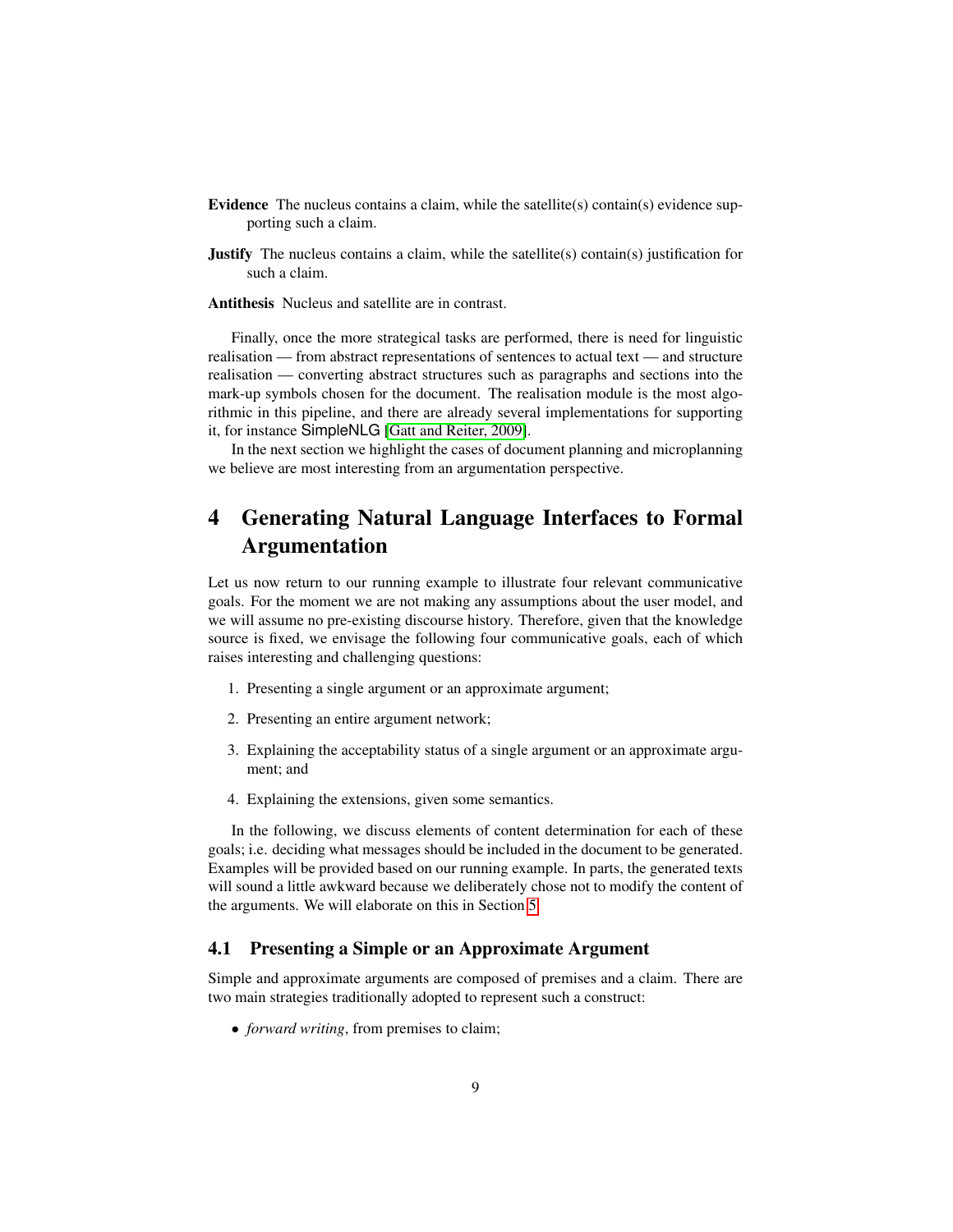**Evidence** The nucleus contains a claim, while the satellite(s) contain(s) evidence supporting such a claim.

**Justify** The nucleus contains a claim, while the satellite(s) contain(s) justification for such a claim.

**Antithesis** Nucleus and satellite are in contrast.

Finally, once the more strategical tasks are performed, there is need for linguistic realisation — from abstract representations of sentences to actual text — and structure realisation — converting abstract structures such as paragraphs and sections into the mark-up symbols chosen for the document. The realisation module is the most algorithmic in this pipeline, and there are already several implementations for supporting it, for instance SimpleNLG [Gatt and Reiter, 2009].

In the next section we highlight the cases of document planning and microplanning we believe are most interesting from an argumentation perspective.

# 4 Generating Natural Language Interfaces to Formal Argumentation

Let us now return to our running example to illustrate four relevant communicative goals. For the moment we are not making any assumptions about the user model, and we will assume no pre-existing discourse history. Therefore, given that the knowledge source is fixed, we envisage the following four communicative goals, each of which raises interesting and challenging questions:

1. Presenting a single argument or an approximate argument;
2. Presenting an entire argument network;
3. Explaining the acceptability status of a single argument or an approximate argument; and
4. Explaining the extensions, given some semantics.

In the following, we discuss elements of content determination for each of these goals; i.e. deciding what messages should be included in the document to be generated. Examples will be provided based on our running example. In parts, the generated texts will sound a little awkward because we deliberately chose not to modify the content of the arguments. We will elaborate on this in Section 5.

## 4.1 Presenting a Simple or an Approximate Argument

Simple and approximate arguments are composed of premises and a claim. There are two main strategies traditionally adopted to represent such a construct:

- *forward writing*, from premises to claim;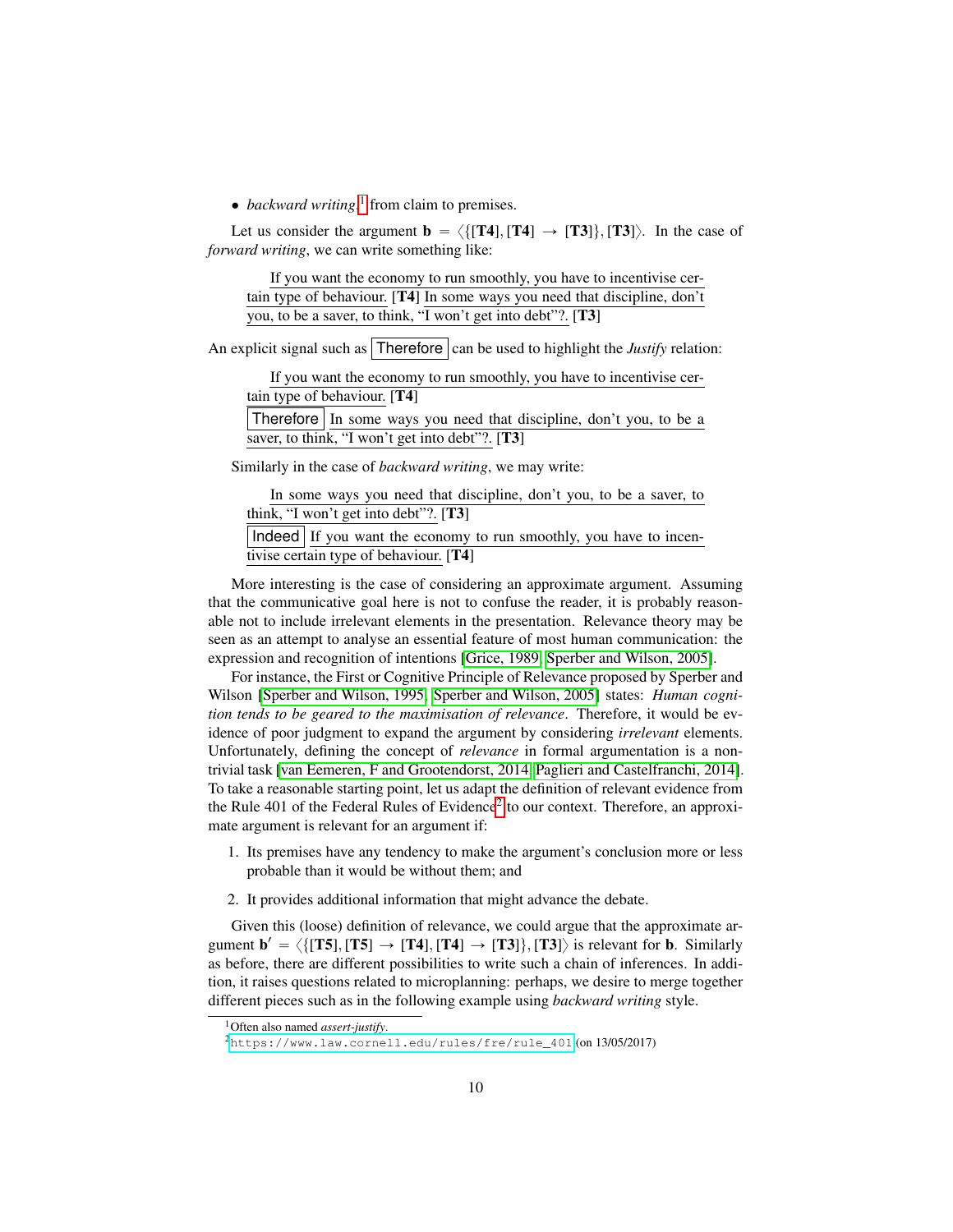- *backward writing*[1] from claim to premises.

Let us consider the argument $\mathbf{b} = \langle\{[\mathbf{T4}], [\mathbf{T4}] \rightarrow [\mathbf{T3}]\}, [\mathbf{T3}]\rangle$. In the case of *forward writing*, we can write something like:

> If you want the economy to run smoothly, you have to incentivise certain type of behaviour. [**T4**] In some ways you need that discipline, don't you, to be a saver, to think, "I won't get into debt"?. [**T3**]

An explicit signal such as Therefore can be used to highlight the *Justify* relation:

> If you want the economy to run smoothly, you have to incentivise certain type of behaviour. [**T4**]
> Therefore In some ways you need that discipline, don't you, to be a saver, to think, "I won't get into debt"?. [**T3**]

Similarly in the case of *backward writing*, we may write:

> In some ways you need that discipline, don't you, to be a saver, to think, "I won't get into debt"?. [**T3**]
> Indeed If you want the economy to run smoothly, you have to incentivise certain type of behaviour. [**T4**]

More interesting is the case of considering an approximate argument. Assuming that the communicative goal here is not to confuse the reader, it is probably reasonable not to include irrelevant elements in the presentation. Relevance theory may be seen as an attempt to analyse an essential feature of most human communication: the expression and recognition of intentions [Grice, 1989, Sperber and Wilson, 2005].

For instance, the First or Cognitive Principle of Relevance proposed by Sperber and Wilson [Sperber and Wilson, 1995, Sperber and Wilson, 2005] states: *Human cognition tends to be geared to the maximisation of relevance*. Therefore, it would be evidence of poor judgment to expand the argument by considering *irrelevant* elements. Unfortunately, defining the concept of *relevance* in formal argumentation is a non-trivial task [van Eemeren, F and Grootendorst, 2014, Paglieri and Castelfranchi, 2014]. To take a reasonable starting point, let us adapt the definition of relevant evidence from the Rule 401 of the Federal Rules of Evidence[2] to our context. Therefore, an approximate argument is relevant for an argument if:

1. Its premises have any tendency to make the argument's conclusion more or less probable than it would be without them; and
2. It provides additional information that might advance the debate.

Given this (loose) definition of relevance, we could argue that the approximate argument $\mathbf{b}' = \langle\{[\mathbf{T5}], [\mathbf{T5}] \rightarrow [\mathbf{T4}], [\mathbf{T4}] \rightarrow [\mathbf{T3}]\}, [\mathbf{T3}]\rangle$ is relevant for $\mathbf{b}$. Similarly as before, there are different possibilities to write such a chain of inferences. In addition, it raises questions related to microplanning: perhaps, we desire to merge together different pieces such as in the following example using *backward writing* style.

---

[1] Often also named *assert-justify*.

[2] https://www.law.cornell.edu/rules/fre/rule_401 (on 13/05/2017)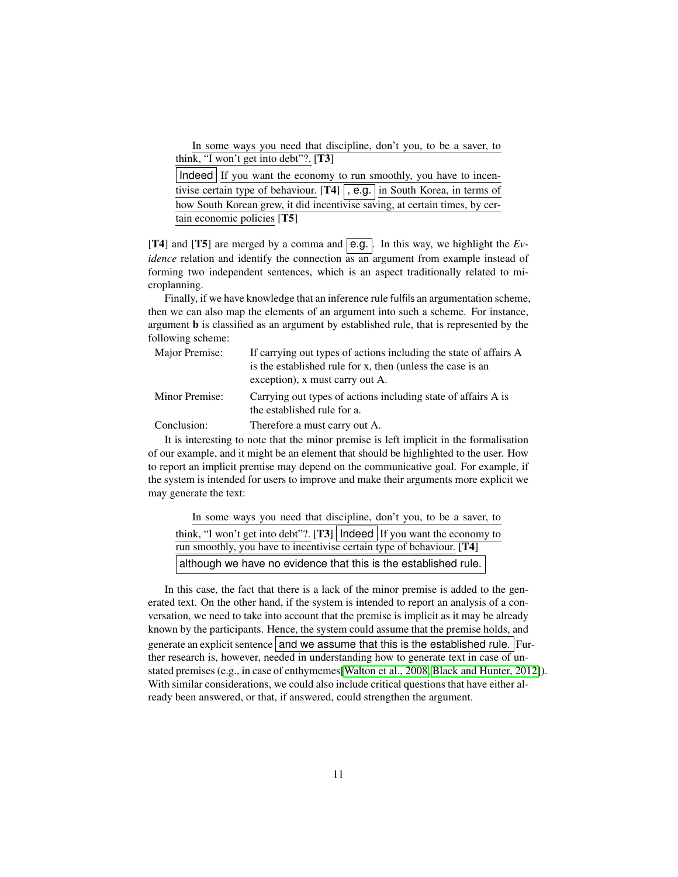> In some ways you need that discipline, don't you, to be a saver, to think, "I won't get into debt"?. [**T3**]
>
> Indeed If you want the economy to run smoothly, you have to incentivise certain type of behaviour. [**T4**] , e.g. in South Korea, in terms of how South Korean grew, it did incentivise saving, at certain times, by certain economic policies [**T5**]

[**T4**] and [**T5**] are merged by a comma and e.g.. In this way, we highlight the *Evidence* relation and identify the connection as an argument from example instead of forming two independent sentences, which is an aspect traditionally related to microplanning.

Finally, if we have knowledge that an inference rule fulfils an argumentation scheme, then we can also map the elements of an argument into such a scheme. For instance, argument **b** is classified as an argument by established rule, that is represented by the following scheme:

| | |
|---|---|
| Major Premise: | If carrying out types of actions including the state of affairs A is the established rule for x, then (unless the case is an exception), x must carry out A. |
| Minor Premise: | Carrying out types of actions including state of affairs A is the established rule for a. |
| Conclusion: | Therefore a must carry out A. |

It is interesting to note that the minor premise is left implicit in the formalisation of our example, and it might be an element that should be highlighted to the user. How to report an implicit premise may depend on the communicative goal. For example, if the system is intended for users to improve and make their arguments more explicit we may generate the text:

> In some ways you need that discipline, don't you, to be a saver, to think, "I won't get into debt"?. [**T3**] Indeed If you want the economy to run smoothly, you have to incentivise certain type of behaviour. [**T4**] although we have no evidence that this is the established rule.

In this case, the fact that there is a lack of the minor premise is added to the generated text. On the other hand, if the system is intended to report an analysis of a conversation, we need to take into account that the premise is implicit as it may be already known by the participants. Hence, the system could assume that the premise holds, and generate an explicit sentence and we assume that this is the established rule. Further research is, however, needed in understanding how to generate text in case of unstated premises (e.g., in case of enthymemes[Walton et al., 2008, Black and Hunter, 2012]). With similar considerations, we could also include critical questions that have either already been answered, or that, if answered, could strengthen the argument.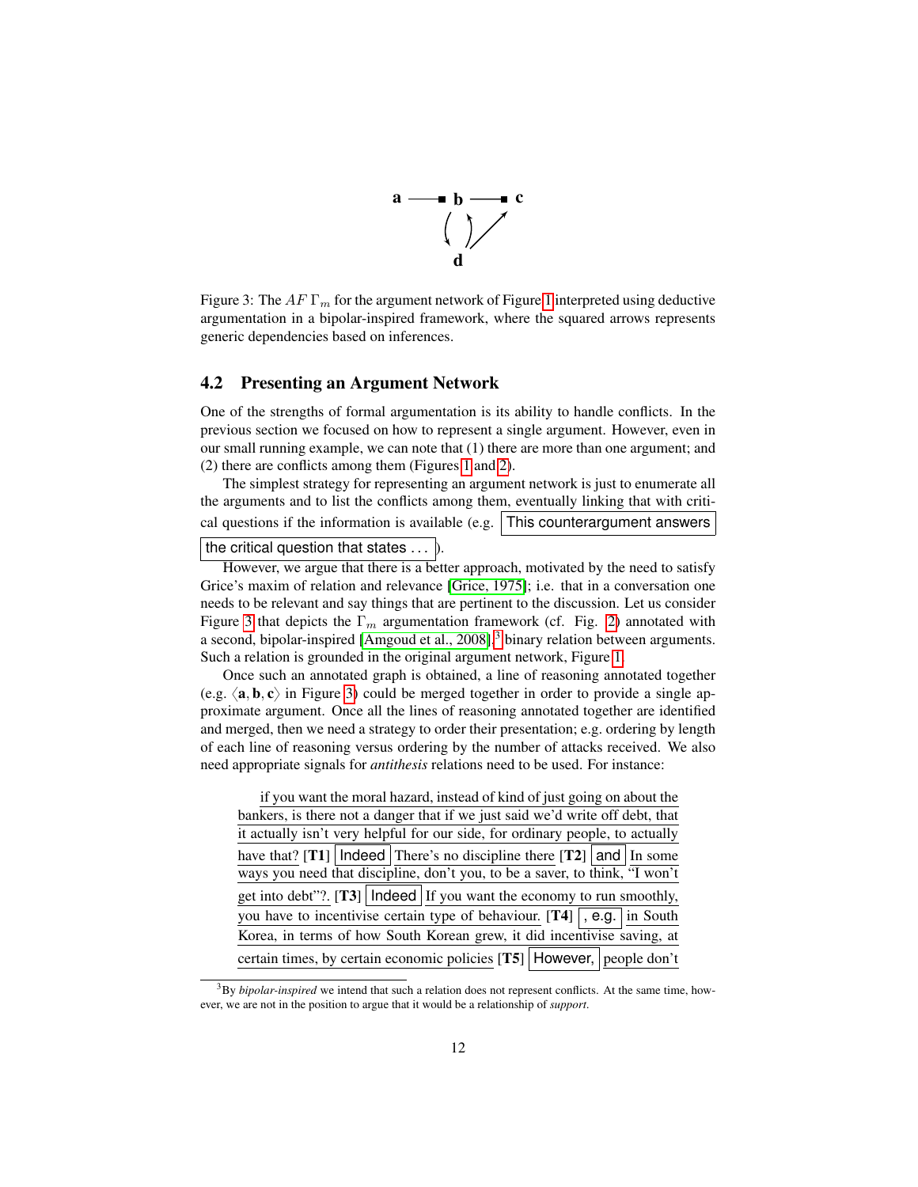Figure 3: The $AF\ \Gamma_m$ for the argument network of Figure 1 interpreted using deductive argumentation in a bipolar-inspired framework, where the squared arrows represents generic dependencies based on inferences.

## 4.2 Presenting an Argument Network

One of the strengths of formal argumentation is its ability to handle conflicts. In the previous section we focused on how to represent a single argument. However, even in our small running example, we can note that (1) there are more than one argument; and (2) there are conflicts among them (Figures 1 and 2).

The simplest strategy for representing an argument network is just to enumerate all the arguments and to list the conflicts among them, eventually linking that with critical questions if the information is available (e.g. This counterargument answers the critical question that states ...).

However, we argue that there is a better approach, motivated by the need to satisfy Grice's maxim of relation and relevance [Grice, 1975]; i.e. that in a conversation one needs to be relevant and say things that are pertinent to the discussion. Let us consider Figure 3 that depicts the $\Gamma_m$ argumentation framework (cf. Fig. 2) annotated with a second, bipolar-inspired [Amgoud et al., 2008],[3] binary relation between arguments. Such a relation is grounded in the original argument network, Figure 1.

Once such an annotated graph is obtained, a line of reasoning annotated together (e.g. $\langle \mathbf{a}, \mathbf{b}, \mathbf{c} \rangle$ in Figure 3) could be merged together in order to provide a single approximate argument. Once all the lines of reasoning annotated together are identified and merged, then we need a strategy to order their presentation; e.g. ordering by length of each line of reasoning versus ordering by the number of attacks received. We also need appropriate signals for *antithesis* relations need to be used. For instance:

> if you want the moral hazard, instead of kind of just going on about the bankers, is there not a danger that if we just said we'd write off debt, that it actually isn't very helpful for our side, for ordinary people, to actually have that? [**T1**] Indeed There's no discipline there [**T2**] and In some ways you need that discipline, don't you, to be a saver, to think, "I won't get into debt"?. [**T3**] Indeed If you want the economy to run smoothly, you have to incentivise certain type of behaviour. [**T4**] , e.g. in South Korea, in terms of how South Korean grew, it did incentivise saving, at certain times, by certain economic policies [**T5**] However, people don't

[3] By *bipolar-inspired* we intend that such a relation does not represent conflicts. At the same time, however, we are not in the position to argue that it would be a relationship of *support*.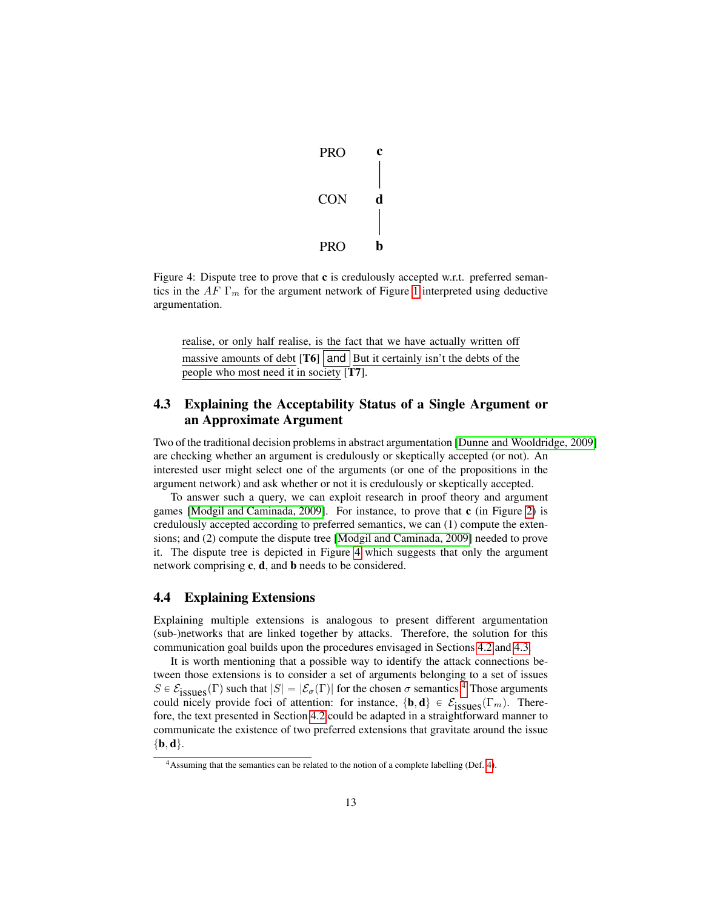PRO **c**

CON **d**

PRO **b**

Figure 4: Dispute tree to prove that **c** is credulously accepted w.r.t. preferred semantics in the $AF$ $\Gamma_m$ for the argument network of Figure 1 interpreted using deductive argumentation.

> realise, or only half realise, is the fact that we have actually written off massive amounts of debt [**T6**] and But it certainly isn't the debts of the people who most need it in society [**T7**].

### 4.3 Explaining the Acceptability Status of a Single Argument or an Approximate Argument

Two of the traditional decision problems in abstract argumentation [Dunne and Wooldridge, 2009] are checking whether an argument is credulously or skeptically accepted (or not). An interested user might select one of the arguments (or one of the propositions in the argument network) and ask whether or not it is credulously or skeptically accepted.

To answer such a query, we can exploit research in proof theory and argument games [Modgil and Caminada, 2009]. For instance, to prove that **c** (in Figure 2) is credulously accepted according to preferred semantics, we can (1) compute the extensions; and (2) compute the dispute tree [Modgil and Caminada, 2009] needed to prove it. The dispute tree is depicted in Figure 4 which suggests that only the argument network comprising **c**, **d**, and **b** needs to be considered.

### 4.4 Explaining Extensions

Explaining multiple extensions is analogous to present different argumentation (sub-)networks that are linked together by attacks. Therefore, the solution for this communication goal builds upon the procedures envisaged in Sections 4.2 and 4.3.

It is worth mentioning that a possible way to identify the attack connections between those extensions is to consider a set of arguments belonging to a set of issues $S \in \mathcal{E}_{\text{issues}}(\Gamma)$ such that $|S| = |\mathcal{E}_{\sigma}(\Gamma)|$ for the chosen $\sigma$ semantics.[4] Those arguments could nicely provide foci of attention: for instance, $\{\mathbf{b}, \mathbf{d}\} \in \mathcal{E}_{\text{issues}}(\Gamma_m)$. Therefore, the text presented in Section 4.2 could be adapted in a straightforward manner to communicate the existence of two preferred extensions that gravitate around the issue $\{\mathbf{b}, \mathbf{d}\}$.

[4] Assuming that the semantics can be related to the notion of a complete labelling (Def. 4).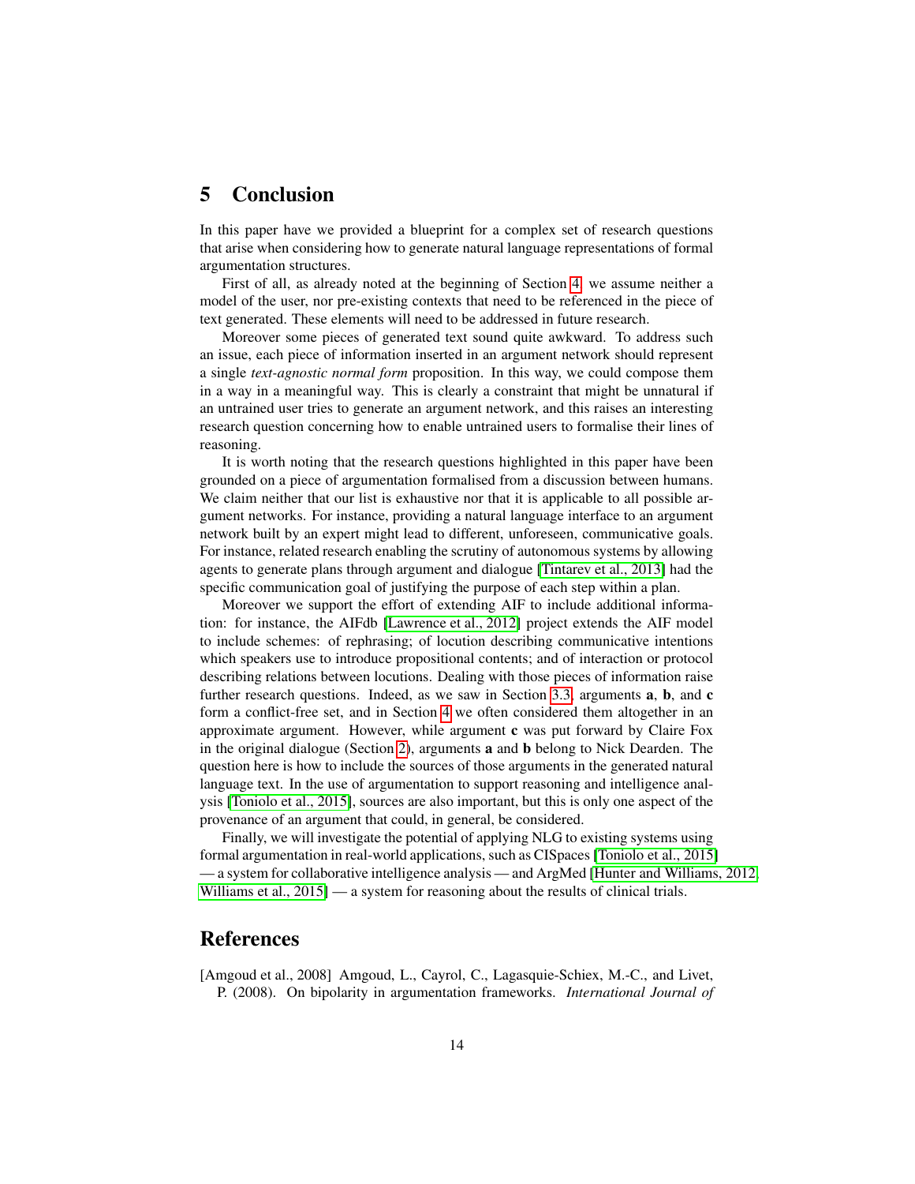## 5 Conclusion

In this paper have we provided a blueprint for a complex set of research questions that arise when considering how to generate natural language representations of formal argumentation structures.

First of all, as already noted at the beginning of Section 4, we assume neither a model of the user, nor pre-existing contexts that need to be referenced in the piece of text generated. These elements will need to be addressed in future research.

Moreover some pieces of generated text sound quite awkward. To address such an issue, each piece of information inserted in an argument network should represent a single *text-agnostic normal form* proposition. In this way, we could compose them in a way in a meaningful way. This is clearly a constraint that might be unnatural if an untrained user tries to generate an argument network, and this raises an interesting research question concerning how to enable untrained users to formalise their lines of reasoning.

It is worth noting that the research questions highlighted in this paper have been grounded on a piece of argumentation formalised from a discussion between humans. We claim neither that our list is exhaustive nor that it is applicable to all possible argument networks. For instance, providing a natural language interface to an argument network built by an expert might lead to different, unforeseen, communicative goals. For instance, related research enabling the scrutiny of autonomous systems by allowing agents to generate plans through argument and dialogue [Tintarev et al., 2013] had the specific communication goal of justifying the purpose of each step within a plan.

Moreover we support the effort of extending AIF to include additional information: for instance, the AIFdb [Lawrence et al., 2012] project extends the AIF model to include schemes: of rephrasing; of locution describing communicative intentions which speakers use to introduce propositional contents; and of interaction or protocol describing relations between locutions. Dealing with those pieces of information raise further research questions. Indeed, as we saw in Section 3.3, arguments **a**, **b**, and **c** form a conflict-free set, and in Section 4 we often considered them altogether in an approximate argument. However, while argument **c** was put forward by Claire Fox in the original dialogue (Section 2), arguments **a** and **b** belong to Nick Dearden. The question here is how to include the sources of those arguments in the generated natural language text. In the use of argumentation to support reasoning and intelligence analysis [Toniolo et al., 2015], sources are also important, but this is only one aspect of the provenance of an argument that could, in general, be considered.

Finally, we will investigate the potential of applying NLG to existing systems using formal argumentation in real-world applications, such as CISpaces [Toniolo et al., 2015] — a system for collaborative intelligence analysis — and ArgMed [Hunter and Williams, 2012, Williams et al., 2015] — a system for reasoning about the results of clinical trials.

## References

[Amgoud et al., 2008] Amgoud, L., Cayrol, C., Lagasquie-Schiex, M.-C., and Livet, P. (2008). On bipolarity in argumentation frameworks. *International Journal of*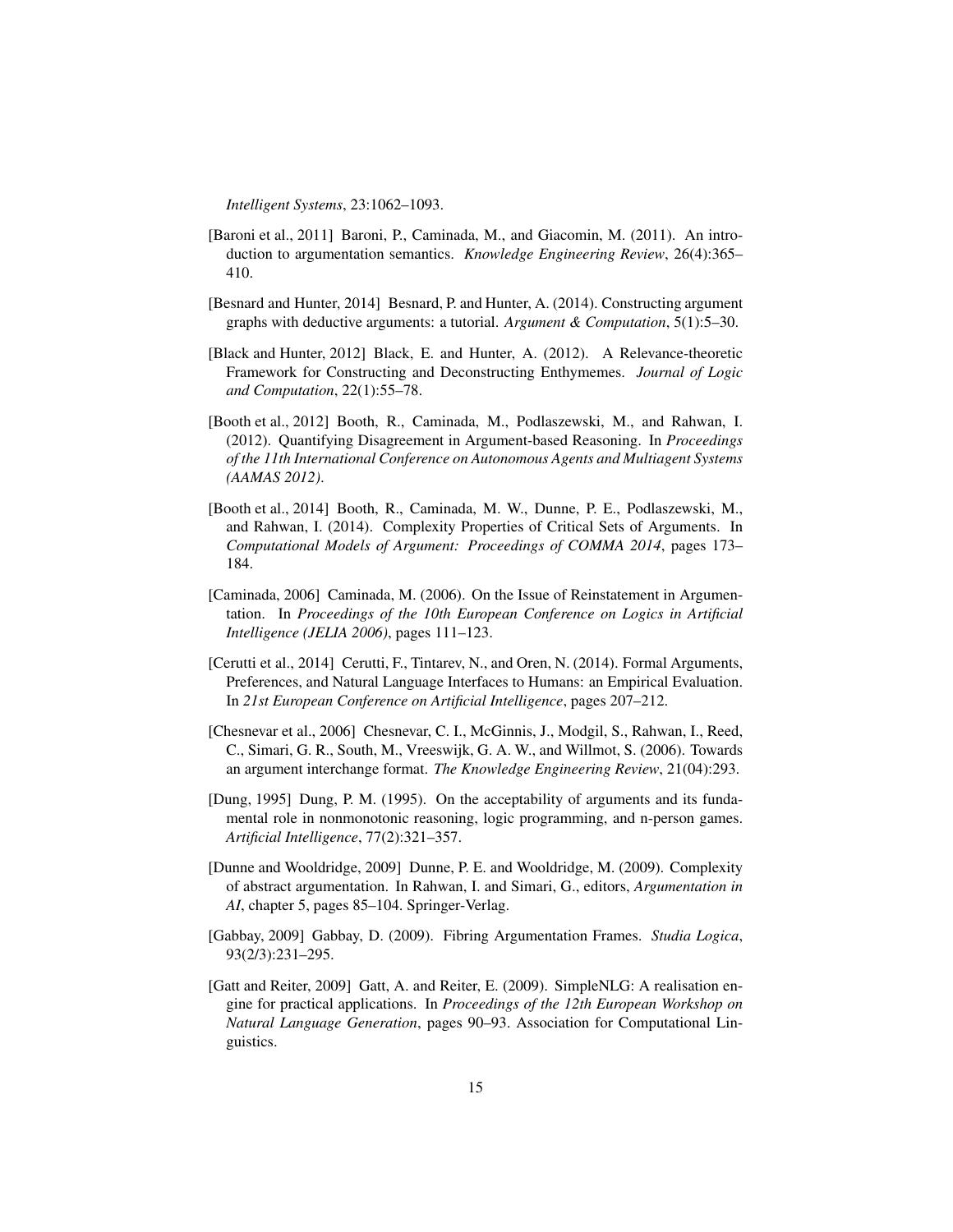*Intelligent Systems*, 23:1062–1093.

[Baroni et al., 2011] Baroni, P., Caminada, M., and Giacomin, M. (2011). An introduction to argumentation semantics. *Knowledge Engineering Review*, 26(4):365–410.

[Besnard and Hunter, 2014] Besnard, P. and Hunter, A. (2014). Constructing argument graphs with deductive arguments: a tutorial. *Argument & Computation*, 5(1):5–30.

[Black and Hunter, 2012] Black, E. and Hunter, A. (2012). A Relevance-theoretic Framework for Constructing and Deconstructing Enthymemes. *Journal of Logic and Computation*, 22(1):55–78.

[Booth et al., 2012] Booth, R., Caminada, M., Podlaszewski, M., and Rahwan, I. (2012). Quantifying Disagreement in Argument-based Reasoning. In *Proceedings of the 11th International Conference on Autonomous Agents and Multiagent Systems (AAMAS 2012)*.

[Booth et al., 2014] Booth, R., Caminada, M. W., Dunne, P. E., Podlaszewski, M., and Rahwan, I. (2014). Complexity Properties of Critical Sets of Arguments. In *Computational Models of Argument: Proceedings of COMMA 2014*, pages 173–184.

[Caminada, 2006] Caminada, M. (2006). On the Issue of Reinstatement in Argumentation. In *Proceedings of the 10th European Conference on Logics in Artificial Intelligence (JELIA 2006)*, pages 111–123.

[Cerutti et al., 2014] Cerutti, F., Tintarev, N., and Oren, N. (2014). Formal Arguments, Preferences, and Natural Language Interfaces to Humans: an Empirical Evaluation. In *21st European Conference on Artificial Intelligence*, pages 207–212.

[Chesnevar et al., 2006] Chesnevar, C. I., McGinnis, J., Modgil, S., Rahwan, I., Reed, C., Simari, G. R., South, M., Vreeswijk, G. A. W., and Willmot, S. (2006). Towards an argument interchange format. *The Knowledge Engineering Review*, 21(04):293.

[Dung, 1995] Dung, P. M. (1995). On the acceptability of arguments and its fundamental role in nonmonotonic reasoning, logic programming, and n-person games. *Artificial Intelligence*, 77(2):321–357.

[Dunne and Wooldridge, 2009] Dunne, P. E. and Wooldridge, M. (2009). Complexity of abstract argumentation. In Rahwan, I. and Simari, G., editors, *Argumentation in AI*, chapter 5, pages 85–104. Springer-Verlag.

[Gabbay, 2009] Gabbay, D. (2009). Fibring Argumentation Frames. *Studia Logica*, 93(2/3):231–295.

[Gatt and Reiter, 2009] Gatt, A. and Reiter, E. (2009). SimpleNLG: A realisation engine for practical applications. In *Proceedings of the 12th European Workshop on Natural Language Generation*, pages 90–93. Association for Computational Linguistics.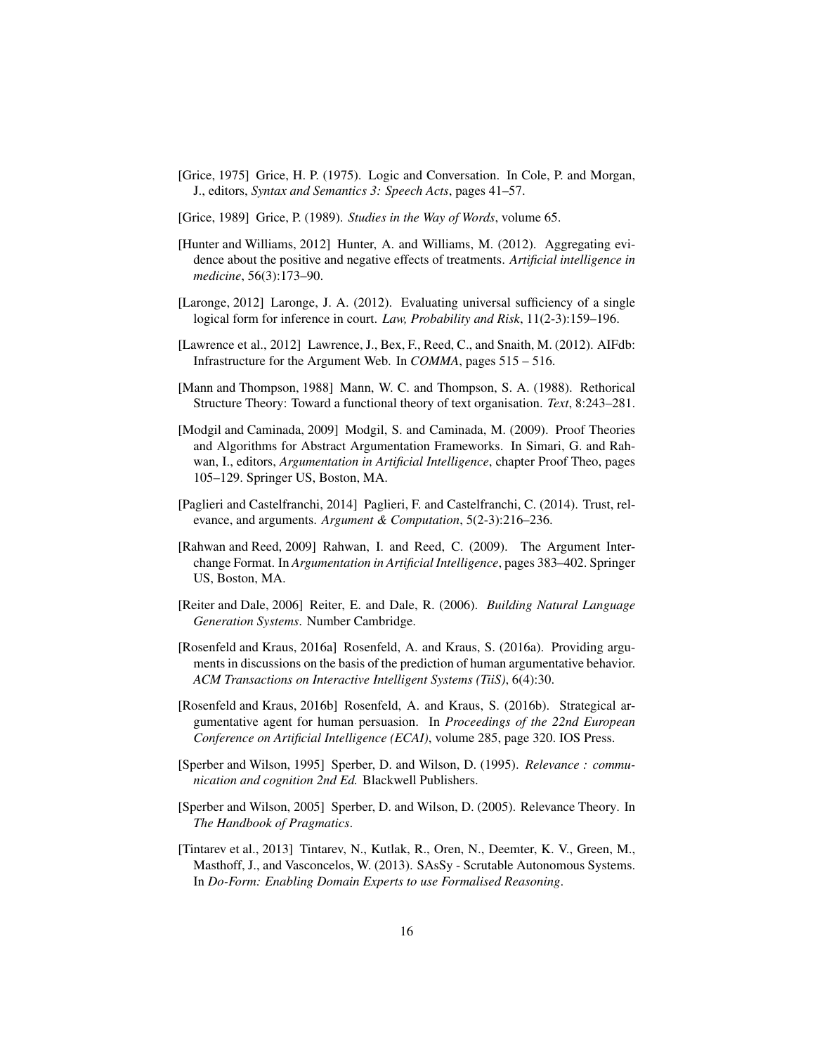[Grice, 1975] Grice, H. P. (1975). Logic and Conversation. In Cole, P. and Morgan, J., editors, *Syntax and Semantics 3: Speech Acts*, pages 41–57.

[Grice, 1989] Grice, P. (1989). *Studies in the Way of Words*, volume 65.

[Hunter and Williams, 2012] Hunter, A. and Williams, M. (2012). Aggregating evidence about the positive and negative effects of treatments. *Artificial intelligence in medicine*, 56(3):173–90.

[Laronge, 2012] Laronge, J. A. (2012). Evaluating universal sufficiency of a single logical form for inference in court. *Law, Probability and Risk*, 11(2-3):159–196.

[Lawrence et al., 2012] Lawrence, J., Bex, F., Reed, C., and Snaith, M. (2012). AIFdb: Infrastructure for the Argument Web. In *COMMA*, pages 515 – 516.

[Mann and Thompson, 1988] Mann, W. C. and Thompson, S. A. (1988). Rethorical Structure Theory: Toward a functional theory of text organisation. *Text*, 8:243–281.

[Modgil and Caminada, 2009] Modgil, S. and Caminada, M. (2009). Proof Theories and Algorithms for Abstract Argumentation Frameworks. In Simari, G. and Rahwan, I., editors, *Argumentation in Artificial Intelligence*, chapter Proof Theo, pages 105–129. Springer US, Boston, MA.

[Paglieri and Castelfranchi, 2014] Paglieri, F. and Castelfranchi, C. (2014). Trust, relevance, and arguments. *Argument & Computation*, 5(2-3):216–236.

[Rahwan and Reed, 2009] Rahwan, I. and Reed, C. (2009). The Argument Interchange Format. In *Argumentation in Artificial Intelligence*, pages 383–402. Springer US, Boston, MA.

[Reiter and Dale, 2006] Reiter, E. and Dale, R. (2006). *Building Natural Language Generation Systems*. Number Cambridge.

[Rosenfeld and Kraus, 2016a] Rosenfeld, A. and Kraus, S. (2016a). Providing arguments in discussions on the basis of the prediction of human argumentative behavior. *ACM Transactions on Interactive Intelligent Systems (TiiS)*, 6(4):30.

[Rosenfeld and Kraus, 2016b] Rosenfeld, A. and Kraus, S. (2016b). Strategical argumentative agent for human persuasion. In *Proceedings of the 22nd European Conference on Artificial Intelligence (ECAI)*, volume 285, page 320. IOS Press.

[Sperber and Wilson, 1995] Sperber, D. and Wilson, D. (1995). *Relevance : communication and cognition 2nd Ed.* Blackwell Publishers.

[Sperber and Wilson, 2005] Sperber, D. and Wilson, D. (2005). Relevance Theory. In *The Handbook of Pragmatics*.

[Tintarev et al., 2013] Tintarev, N., Kutlak, R., Oren, N., Deemter, K. V., Green, M., Masthoff, J., and Vasconcelos, W. (2013). SAsSy - Scrutable Autonomous Systems. In *Do-Form: Enabling Domain Experts to use Formalised Reasoning*.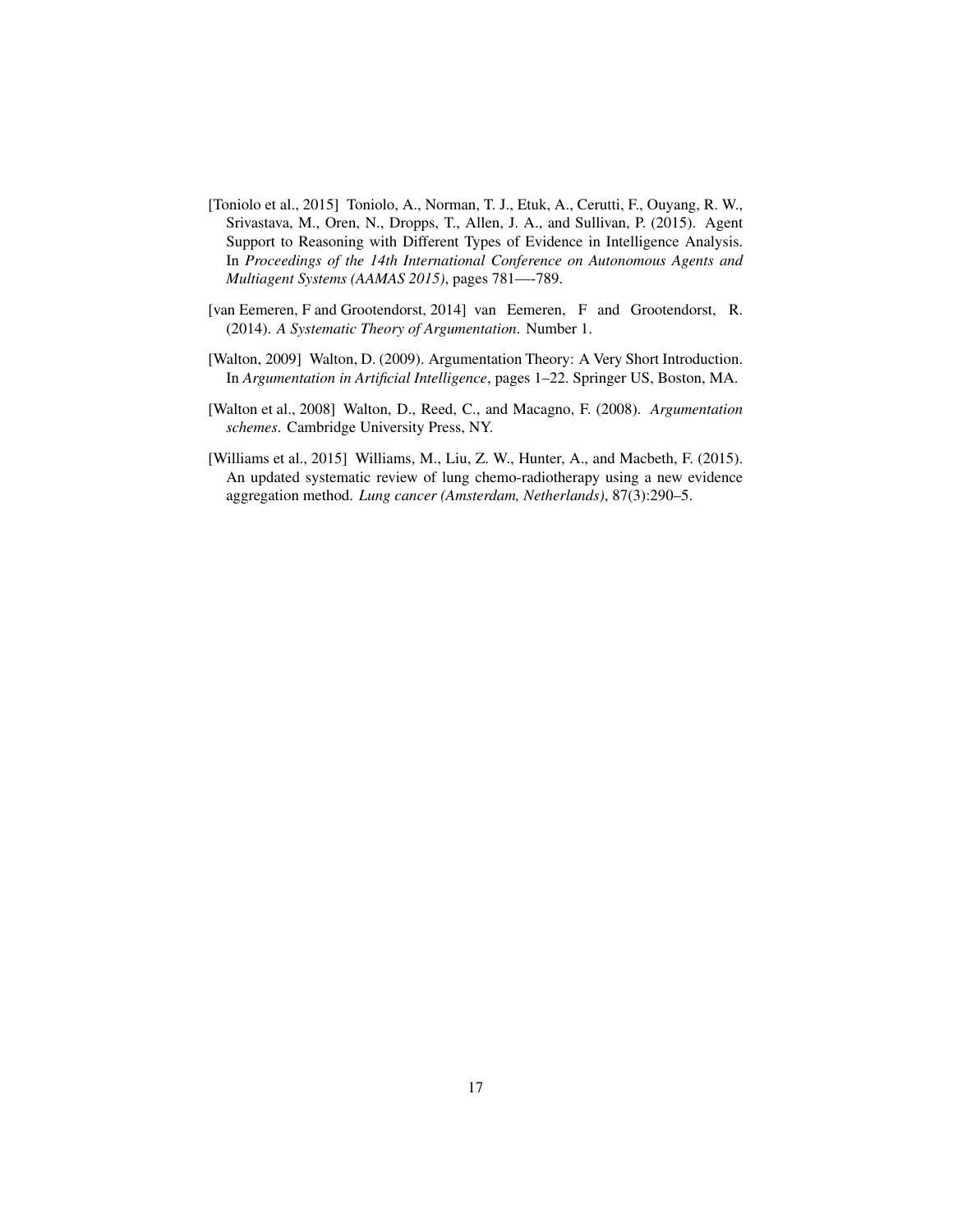[Toniolo et al., 2015] Toniolo, A., Norman, T. J., Etuk, A., Cerutti, F., Ouyang, R. W., Srivastava, M., Oren, N., Dropps, T., Allen, J. A., and Sullivan, P. (2015). Agent Support to Reasoning with Different Types of Evidence in Intelligence Analysis. In *Proceedings of the 14th International Conference on Autonomous Agents and Multiagent Systems (AAMAS 2015)*, pages 781—-789.

[van Eemeren, F and Grootendorst, 2014] van Eemeren, F and Grootendorst, R. (2014). *A Systematic Theory of Argumentation*. Number 1.

[Walton, 2009] Walton, D. (2009). Argumentation Theory: A Very Short Introduction. In *Argumentation in Artificial Intelligence*, pages 1–22. Springer US, Boston, MA.

[Walton et al., 2008] Walton, D., Reed, C., and Macagno, F. (2008). *Argumentation schemes*. Cambridge University Press, NY.

[Williams et al., 2015] Williams, M., Liu, Z. W., Hunter, A., and Macbeth, F. (2015). An updated systematic review of lung chemo-radiotherapy using a new evidence aggregation method. *Lung cancer (Amsterdam, Netherlands)*, 87(3):290–5.